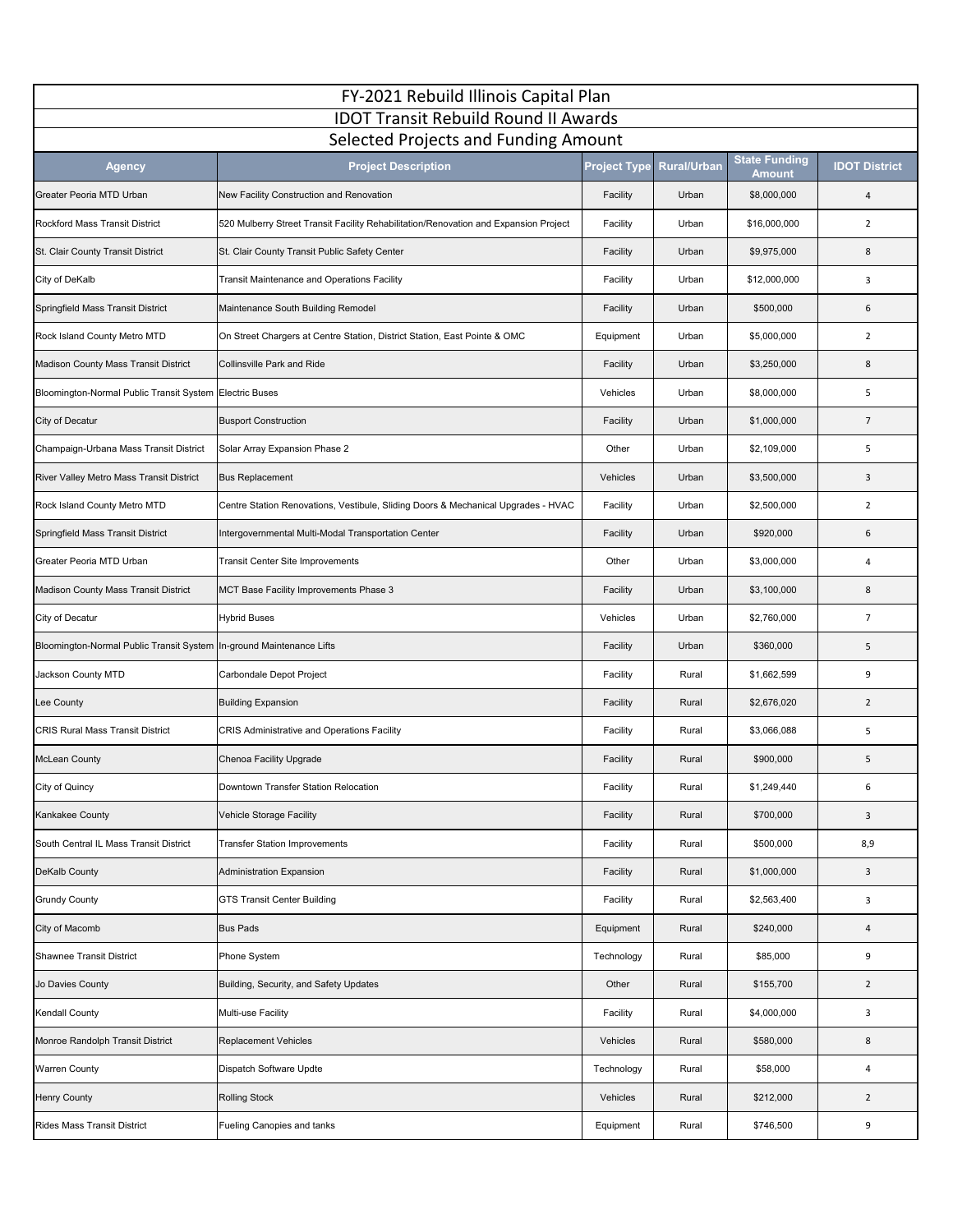# FY-2021 Rebuild Illinois Capital Plan

## IDOT Transit Rebuild Round II Awards

### Selected Projects and Funding Amount

| Agency | Project Description | Project Type | Rural/Urban | State Funding Amount | IDOT District |
|---|---|---|---|---|---|
| Greater Peoria MTD Urban | New Facility Construction and Renovation | Facility | Urban | $8,000,000 | 4 |
| Rockford Mass Transit District | 520 Mulberry Street Transit Facility Rehabilitation/Renovation and Expansion Project | Facility | Urban | $16,000,000 | 2 |
| St. Clair County Transit District | St. Clair County Transit Public Safety Center | Facility | Urban | $9,975,000 | 8 |
| City of DeKalb | Transit Maintenance and Operations Facility | Facility | Urban | $12,000,000 | 3 |
| Springfield Mass Transit District | Maintenance South Building Remodel | Facility | Urban | $500,000 | 6 |
| Rock Island County Metro MTD | On Street Chargers at Centre Station, District Station, East Pointe & OMC | Equipment | Urban | $5,000,000 | 2 |
| Madison County Mass Transit District | Collinsville Park and Ride | Facility | Urban | $3,250,000 | 8 |
| Bloomington-Normal Public Transit System | Electric Buses | Vehicles | Urban | $8,000,000 | 5 |
| City of Decatur | Busport Construction | Facility | Urban | $1,000,000 | 7 |
| Champaign-Urbana Mass Transit District | Solar Array Expansion Phase 2 | Other | Urban | $2,109,000 | 5 |
| River Valley Metro Mass Transit District | Bus Replacement | Vehicles | Urban | $3,500,000 | 3 |
| Rock Island County Metro MTD | Centre Station Renovations, Vestibule, Sliding Doors & Mechanical Upgrades - HVAC | Facility | Urban | $2,500,000 | 2 |
| Springfield Mass Transit District | Intergovernmental Multi-Modal Transportation Center | Facility | Urban | $920,000 | 6 |
| Greater Peoria MTD Urban | Transit Center Site Improvements | Other | Urban | $3,000,000 | 4 |
| Madison County Mass Transit District | MCT Base Facility Improvements Phase 3 | Facility | Urban | $3,100,000 | 8 |
| City of Decatur | Hybrid Buses | Vehicles | Urban | $2,760,000 | 7 |
| Bloomington-Normal Public Transit System | In-ground Maintenance Lifts | Facility | Urban | $360,000 | 5 |
| Jackson County MTD | Carbondale Depot Project | Facility | Rural | $1,662,599 | 9 |
| Lee County | Building Expansion | Facility | Rural | $2,676,020 | 2 |
| CRIS Rural Mass Transit District | CRIS Administrative and Operations Facility | Facility | Rural | $3,066,088 | 5 |
| McLean County | Chenoa Facility Upgrade | Facility | Rural | $900,000 | 5 |
| City of Quincy | Downtown Transfer Station Relocation | Facility | Rural | $1,249,440 | 6 |
| Kankakee County | Vehicle Storage Facility | Facility | Rural | $700,000 | 3 |
| South Central IL Mass Transit District | Transfer Station Improvements | Facility | Rural | $500,000 | 8,9 |
| DeKalb County | Administration Expansion | Facility | Rural | $1,000,000 | 3 |
| Grundy County | GTS Transit Center Building | Facility | Rural | $2,563,400 | 3 |
| City of Macomb | Bus Pads | Equipment | Rural | $240,000 | 4 |
| Shawnee Transit District | Phone System | Technology | Rural | $85,000 | 9 |
| Jo Davies County | Building, Security, and Safety Updates | Other | Rural | $155,700 | 2 |
| Kendall County | Multi-use Facility | Facility | Rural | $4,000,000 | 3 |
| Monroe Randolph Transit District | Replacement Vehicles | Vehicles | Rural | $580,000 | 8 |
| Warren County | Dispatch Software Updte | Technology | Rural | $58,000 | 4 |
| Henry County | Rolling Stock | Vehicles | Rural | $212,000 | 2 |
| Rides Mass Transit District | Fueling Canopies and tanks | Equipment | Rural | $746,500 | 9 |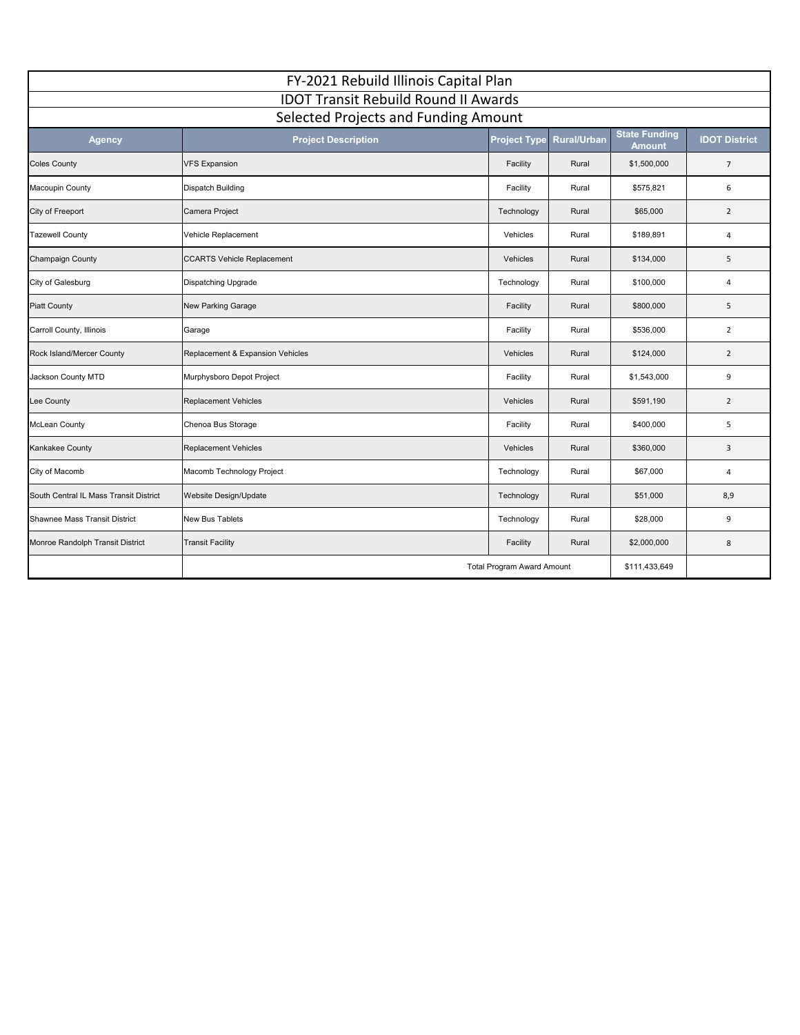| FY-2021 Rebuild Illinois Capital Plan | | | | | |
|---|---|---|---|---|---|
| IDOT Transit Rebuild Round II Awards | | | | | |
| Selected Projects and Funding Amount | | | | | |
| **Agency** | **Project Description** | **Project Type** | **Rural/Urban** | **State Funding Amount** | **IDOT District** |
| Coles County | VFS Expansion | Facility | Rural | $1,500,000 | 7 |
| Macoupin County | Dispatch Building | Facility | Rural | $575,821 | 6 |
| City of Freeport | Camera Project | Technology | Rural | $65,000 | 2 |
| Tazewell County | Vehicle Replacement | Vehicles | Rural | $189,891 | 4 |
| Champaign County | CCARTS Vehicle Replacement | Vehicles | Rural | $134,000 | 5 |
| City of Galesburg | Dispatching Upgrade | Technology | Rural | $100,000 | 4 |
| Piatt County | New Parking Garage | Facility | Rural | $800,000 | 5 |
| Carroll County, Illinois | Garage | Facility | Rural | $536,000 | 2 |
| Rock Island/Mercer County | Replacement & Expansion Vehicles | Vehicles | Rural | $124,000 | 2 |
| Jackson County MTD | Murphysboro Depot Project | Facility | Rural | $1,543,000 | 9 |
| Lee County | Replacement Vehicles | Vehicles | Rural | $591,190 | 2 |
| McLean County | Chenoa Bus Storage | Facility | Rural | $400,000 | 5 |
| Kankakee County | Replacement Vehicles | Vehicles | Rural | $360,000 | 3 |
| City of Macomb | Macomb Technology Project | Technology | Rural | $67,000 | 4 |
| South Central IL Mass Transit District | Website Design/Update | Technology | Rural | $51,000 | 8,9 |
| Shawnee Mass Transit District | New Bus Tablets | Technology | Rural | $28,000 | 9 |
| Monroe Randolph Transit District | Transit Facility | Facility | Rural | $2,000,000 | 8 |
| | Total Program Award Amount | | | $111,433,649 | |